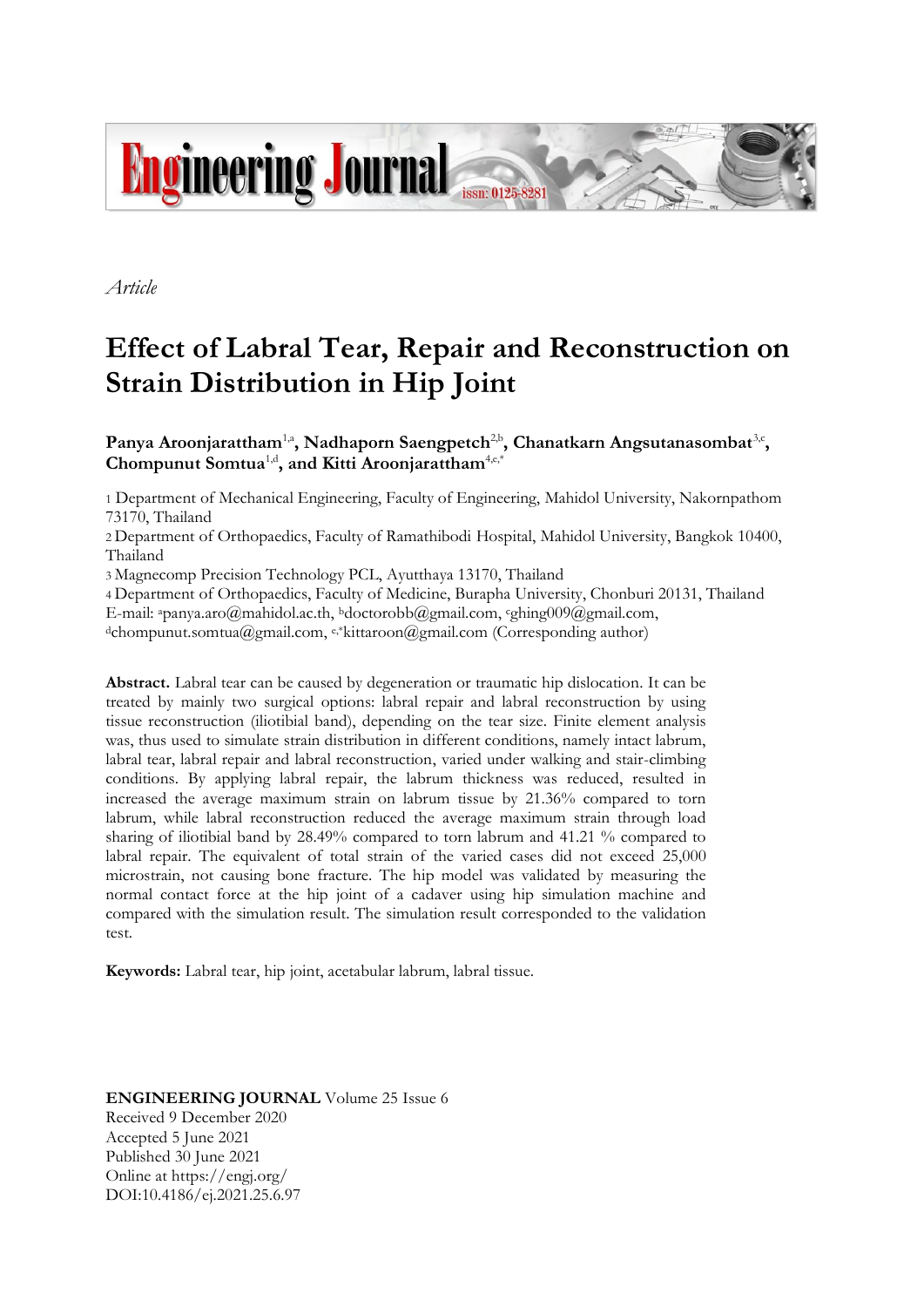*Article*

# Effect of Labral Tear, Repair and Reconstruction on Strain Distribution in Hip Joint

**Panya Aroonjarattham[1,a], Nadhaporn Saengpetch[2,b], Chanatkarn Angsutanasombat[3,c], Chompunut Somtua[1,d], and Kitti Aroonjarattham[4,e,*]**

1 Department of Mechanical Engineering, Faculty of Engineering, Mahidol University, Nakornpathom 73170, Thailand
2 Department of Orthopaedics, Faculty of Ramathibodi Hospital, Mahidol University, Bangkok 10400, Thailand
3 Magnecomp Precision Technology PCL, Ayutthaya 13170, Thailand
4 Department of Orthopaedics, Faculty of Medicine, Burapha University, Chonburi 20131, Thailand
E-mail: [a]panya.aro@mahidol.ac.th, [b]doctorobb@gmail.com, [c]ghing009@gmail.com, [d]chompunut.somtua@gmail.com, [e,*]kittaroon@gmail.com (Corresponding author)

**Abstract.** Labral tear can be caused by degeneration or traumatic hip dislocation. It can be treated by mainly two surgical options: labral repair and labral reconstruction by using tissue reconstruction (iliotibial band), depending on the tear size. Finite element analysis was, thus used to simulate strain distribution in different conditions, namely intact labrum, labral tear, labral repair and labral reconstruction, varied under walking and stair-climbing conditions. By applying labral repair, the labrum thickness was reduced, resulted in increased the average maximum strain on labrum tissue by 21.36% compared to torn labrum, while labral reconstruction reduced the average maximum strain through load sharing of iliotibial band by 28.49% compared to torn labrum and 41.21 % compared to labral repair. The equivalent of total strain of the varied cases did not exceed 25,000 microstrain, not causing bone fracture. The hip model was validated by measuring the normal contact force at the hip joint of a cadaver using hip simulation machine and compared with the simulation result. The simulation result corresponded to the validation test.

**Keywords:** Labral tear, hip joint, acetabular labrum, labral tissue.

**ENGINEERING JOURNAL** Volume 25 Issue 6
Received 9 December 2020
Accepted 5 June 2021
Published 30 June 2021
Online at https://engj.org/
DOI:10.4186/ej.2021.25.6.97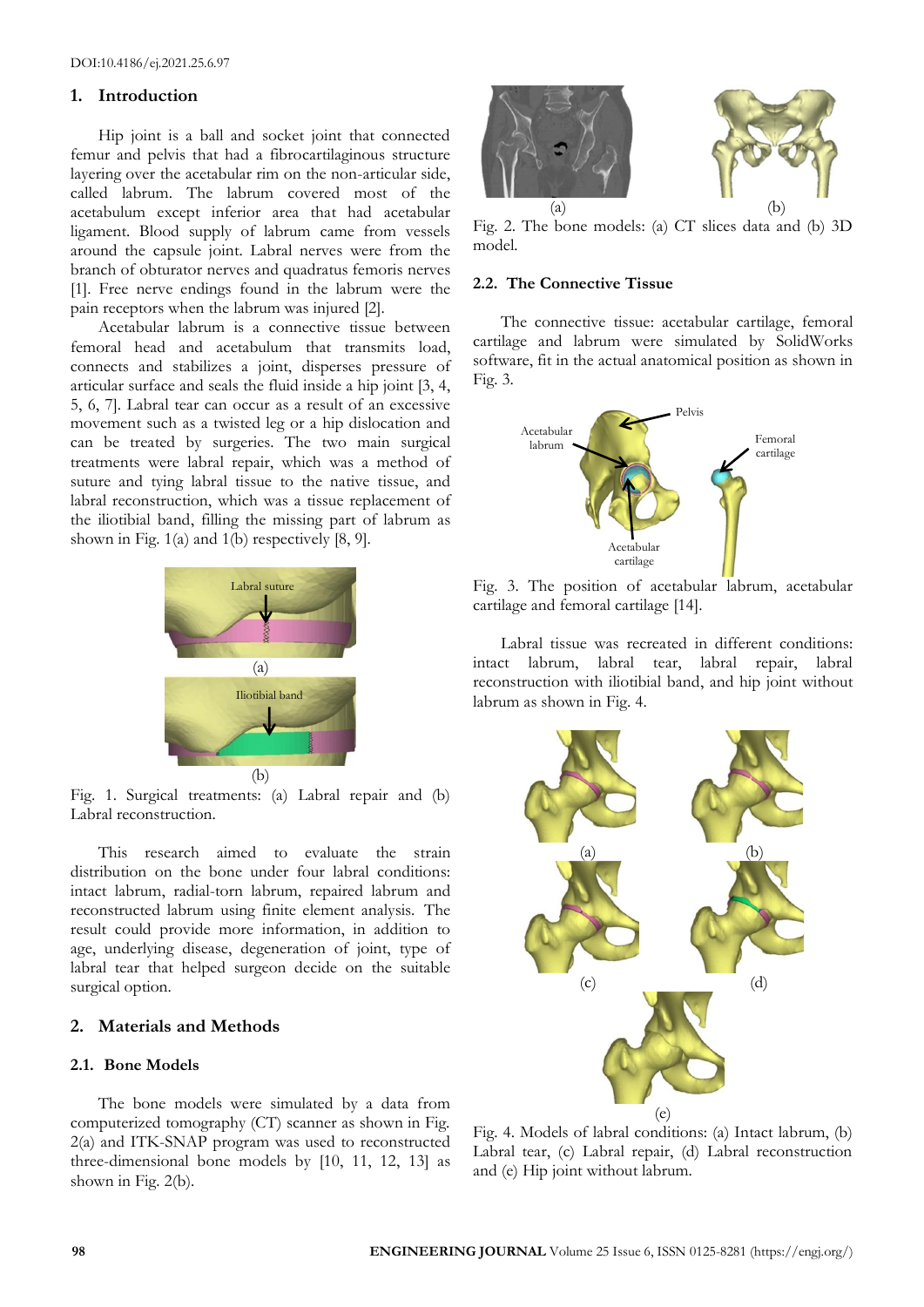DOI:10.4186/ej.2021.25.6.97

## 1. Introduction

Hip joint is a ball and socket joint that connected femur and pelvis that had a fibrocartilaginous structure layering over the acetabular rim on the non-articular side, called labrum. The labrum covered most of the acetabulum except inferior area that had acetabular ligament. Blood supply of labrum came from vessels around the capsule joint. Labral nerves were from the branch of obturator nerves and quadratus femoris nerves [1]. Free nerve endings found in the labrum were the pain receptors when the labrum was injured [2].

Acetabular labrum is a connective tissue between femoral head and acetabulum that transmits load, connects and stabilizes a joint, disperses pressure of articular surface and seals the fluid inside a hip joint [3, 4, 5, 6, 7]. Labral tear can occur as a result of an excessive movement such as a twisted leg or a hip dislocation and can be treated by surgeries. The two main surgical treatments were labral repair, which was a method of suture and tying labral tissue to the native tissue, and labral reconstruction, which was a tissue replacement of the iliotibial band, filling the missing part of labrum as shown in Fig. 1(a) and 1(b) respectively [8, 9].

Fig. 1. Surgical treatments: (a) Labral repair and (b) Labral reconstruction.

This research aimed to evaluate the strain distribution on the bone under four labral conditions: intact labrum, radial-torn labrum, repaired labrum and reconstructed labrum using finite element analysis. The result could provide more information, in addition to age, underlying disease, degeneration of joint, type of labral tear that helped surgeon decide on the suitable surgical option.

## 2. Materials and Methods

### 2.1. Bone Models

The bone models were simulated by a data from computerized tomography (CT) scanner as shown in Fig. 2(a) and ITK-SNAP program was used to reconstructed three-dimensional bone models by [10, 11, 12, 13] as shown in Fig. 2(b).

Fig. 2. The bone models: (a) CT slices data and (b) 3D model.

### 2.2. The Connective Tissue

The connective tissue: acetabular cartilage, femoral cartilage and labrum were simulated by SolidWorks software, fit in the actual anatomical position as shown in Fig. 3.

Fig. 3. The position of acetabular labrum, acetabular cartilage and femoral cartilage [14].

Labral tissue was recreated in different conditions: intact labrum, labral tear, labral repair, labral reconstruction with iliotibial band, and hip joint without labrum as shown in Fig. 4.

Fig. 4. Models of labral conditions: (a) Intact labrum, (b) Labral tear, (c) Labral repair, (d) Labral reconstruction and (e) Hip joint without labrum.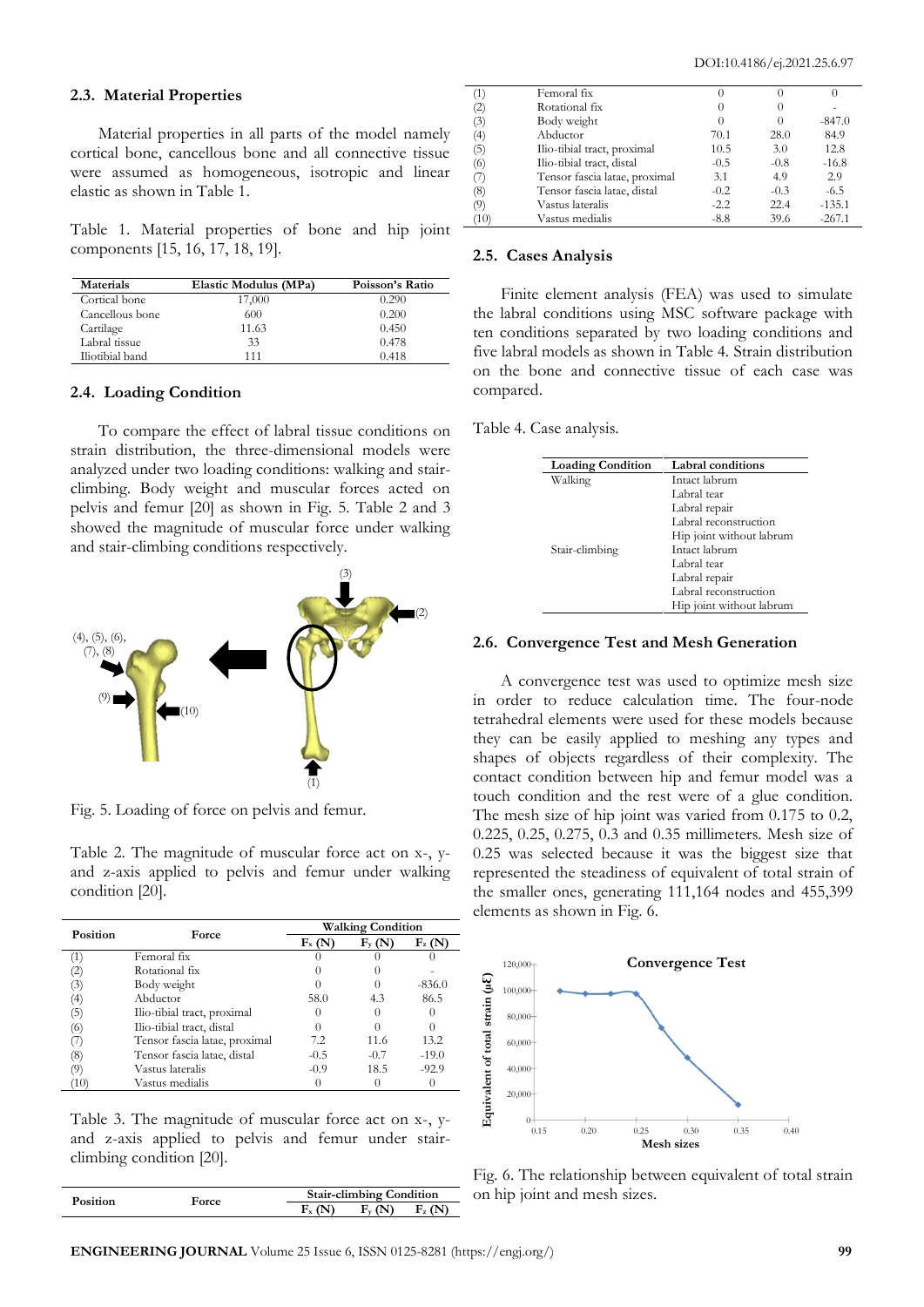### 2.3. Material Properties

Material properties in all parts of the model namely cortical bone, cancellous bone and all connective tissue were assumed as homogeneous, isotropic and linear elastic as shown in Table 1.

Table 1. Material properties of bone and hip joint components [15, 16, 17, 18, 19].

| Materials | Elastic Modulus (MPa) | Poisson's Ratio |
|---|---|---|
| Cortical bone | 17,000 | 0.290 |
| Cancellous bone | 600 | 0.200 |
| Cartilage | 11.63 | 0.450 |
| Labral tissue | 33 | 0.478 |
| Iliotibial band | 111 | 0.418 |

### 2.4. Loading Condition

To compare the effect of labral tissue conditions on strain distribution, the three-dimensional models were analyzed under two loading conditions: walking and stair-climbing. Body weight and muscular forces acted on pelvis and femur [20] as shown in Fig. 5. Table 2 and 3 showed the magnitude of muscular force under walking and stair-climbing conditions respectively.

Fig. 5. Loading of force on pelvis and femur.

Table 2. The magnitude of muscular force act on x-, y- and z-axis applied to pelvis and femur under walking condition [20].

| Position | Force | Walking Condition | | |
|---|---|---|---|---|
| | | $F_x$ (N) | $F_y$ (N) | $F_z$ (N) |
| (1) | Femoral fix | 0 | 0 | 0 |
| (2) | Rotational fix | 0 | 0 | - |
| (3) | Body weight | 0 | 0 | -836.0 |
| (4) | Abductor | 58.0 | 4.3 | 86.5 |
| (5) | Ilio-tibial tract, proximal | 0 | 0 | 0 |
| (6) | Ilio-tibial tract, distal | 0 | 0 | 0 |
| (7) | Tensor fascia latae, proximal | 7.2 | 11.6 | 13.2 |
| (8) | Tensor fascia latae, distal | -0.5 | -0.7 | -19.0 |
| (9) | Vastus lateralis | -0.9 | 18.5 | -92.9 |
| (10) | Vastus medialis | 0 | 0 | 0 |

Table 3. The magnitude of muscular force act on x-, y- and z-axis applied to pelvis and femur under stair-climbing condition [20].

| Position | Force | Stair-climbing Condition | | |
|---|---|---|---|---|
| | | $F_x$ (N) | $F_y$ (N) | $F_z$ (N) |
| (1) | Femoral fix | 0 | 0 | 0 |
| (2) | Rotational fix | 0 | 0 | - |
| (3) | Body weight | 0 | 0 | -847.0 |
| (4) | Abductor | 70.1 | 28.0 | 84.9 |
| (5) | Ilio-tibial tract, proximal | 10.5 | 3.0 | 12.8 |
| (6) | Ilio-tibial tract, distal | -0.5 | -0.8 | -16.8 |
| (7) | Tensor fascia latae, proximal | 3.1 | 4.9 | 2.9 |
| (8) | Tensor fascia latae, distal | -0.2 | -0.3 | -6.5 |
| (9) | Vastus lateralis | -2.2 | 22.4 | -135.1 |
| (10) | Vastus medialis | -8.8 | 39.6 | -267.1 |

### 2.5. Cases Analysis

Finite element analysis (FEA) was used to simulate the labral conditions using MSC software package with ten conditions separated by two loading conditions and five labral models as shown in Table 4. Strain distribution on the bone and connective tissue of each case was compared.

Table 4. Case analysis.

| Loading Condition | Labral conditions |
|---|---|
| Walking | Intact labrum |
| | Labral tear |
| | Labral repair |
| | Labral reconstruction |
| | Hip joint without labrum |
| Stair-climbing | Intact labrum |
| | Labral tear |
| | Labral repair |
| | Labral reconstruction |
| | Hip joint without labrum |

### 2.6. Convergence Test and Mesh Generation

A convergence test was used to optimize mesh size in order to reduce calculation time. The four-node tetrahedral elements were used for these models because they can be easily applied to meshing any types and shapes of objects regardless of their complexity. The contact condition between hip and femur model was a touch condition and the rest were of a glue condition. The mesh size of hip joint was varied from 0.175 to 0.2, 0.225, 0.25, 0.275, 0.3 and 0.35 millimeters. Mesh size of 0.25 was selected because it was the biggest size that represented the steadiness of equivalent of total strain of the smaller ones, generating 111,164 nodes and 455,399 elements as shown in Fig. 6.

Fig. 6. The relationship between equivalent of total strain on hip joint and mesh sizes.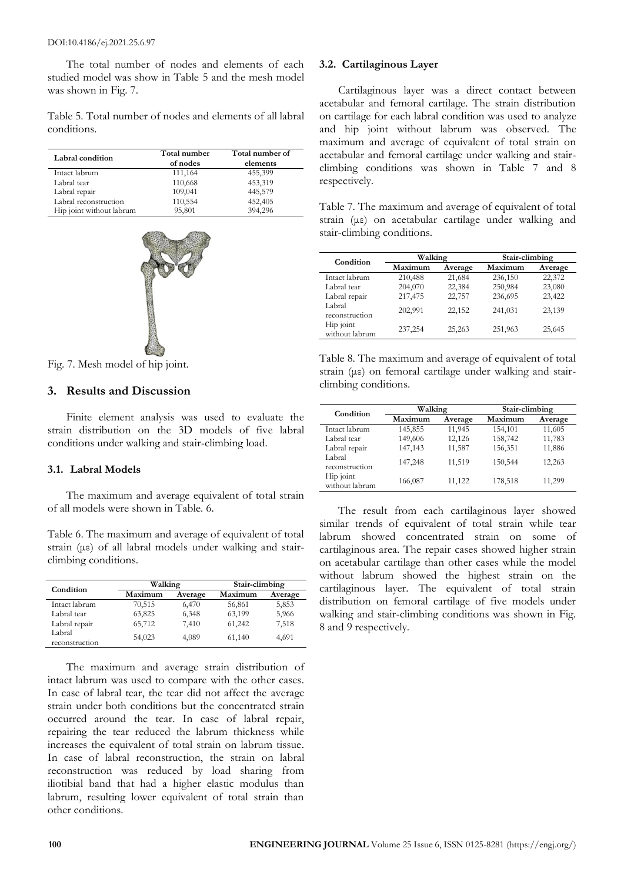The total number of nodes and elements of each studied model was show in Table 5 and the mesh model was shown in Fig. 7.

Table 5. Total number of nodes and elements of all labral conditions.

| Labral condition | Total number of nodes | Total number of elements |
|---|---|---|
| Intact labrum | 111,164 | 455,399 |
| Labral tear | 110,668 | 453,319 |
| Labral repair | 109,041 | 445,579 |
| Labral reconstruction | 110,554 | 452,405 |
| Hip joint without labrum | 95,801 | 394,296 |

Fig. 7. Mesh model of hip joint.

## 3. Results and Discussion

Finite element analysis was used to evaluate the strain distribution on the 3D models of five labral conditions under walking and stair-climbing load.

### 3.1. Labral Models

The maximum and average equivalent of total strain of all models were shown in Table. 6.

Table 6. The maximum and average of equivalent of total strain (με) of all labral models under walking and stair-climbing conditions.

| Condition | Walking | | Stair-climbing | |
|---|---|---|---|---|
| | Maximum | Average | Maximum | Average |
| Intact labrum | 70,515 | 6,470 | 56,861 | 5,853 |
| Labral tear | 63,825 | 6,348 | 63,199 | 5,966 |
| Labral repair | 65,712 | 7,410 | 61,242 | 7,518 |
| Labral reconstruction | 54,023 | 4,089 | 61,140 | 4,691 |

The maximum and average strain distribution of intact labrum was used to compare with the other cases. In case of labral tear, the tear did not affect the average strain under both conditions but the concentrated strain occurred around the tear. In case of labral repair, repairing the tear reduced the labrum thickness while increases the equivalent of total strain on labrum tissue. In case of labral reconstruction, the strain on labral reconstruction was reduced by load sharing from iliotibial band that had a higher elastic modulus than labrum, resulting lower equivalent of total strain than other conditions.

### 3.2. Cartilaginous Layer

Cartilaginous layer was a direct contact between acetabular and femoral cartilage. The strain distribution on cartilage for each labral condition was used to analyze and hip joint without labrum was observed. The maximum and average of equivalent of total strain on acetabular and femoral cartilage under walking and stair-climbing conditions was shown in Table 7 and 8 respectively.

Table 7. The maximum and average of equivalent of total strain (με) on acetabular cartilage under walking and stair-climbing conditions.

| Condition | Walking | | Stair-climbing | |
|---|---|---|---|---|
| | Maximum | Average | Maximum | Average |
| Intact labrum | 210,488 | 21,684 | 236,150 | 22,372 |
| Labral tear | 204,070 | 22,384 | 250,984 | 23,080 |
| Labral repair | 217,475 | 22,757 | 236,695 | 23,422 |
| Labral reconstruction | 202,991 | 22,152 | 241,031 | 23,139 |
| Hip joint without labrum | 237,254 | 25,263 | 251,963 | 25,645 |

Table 8. The maximum and average of equivalent of total strain (με) on femoral cartilage under walking and stair-climbing conditions.

| Condition | Walking | | Stair-climbing | |
|---|---|---|---|---|
| | Maximum | Average | Maximum | Average |
| Intact labrum | 145,855 | 11,945 | 154,101 | 11,605 |
| Labral tear | 149,606 | 12,126 | 158,742 | 11,783 |
| Labral repair | 147,143 | 11,587 | 156,351 | 11,886 |
| Labral reconstruction | 147,248 | 11,519 | 150,544 | 12,263 |
| Hip joint without labrum | 166,087 | 11,122 | 178,518 | 11,299 |

The result from each cartilaginous layer showed similar trends of equivalent of total strain while tear labrum showed concentrated strain on some of cartilaginous area. The repair cases showed higher strain on acetabular cartilage than other cases while the model without labrum showed the highest strain on the cartilaginous layer. The equivalent of total strain distribution on femoral cartilage of five models under walking and stair-climbing conditions was shown in Fig. 8 and 9 respectively.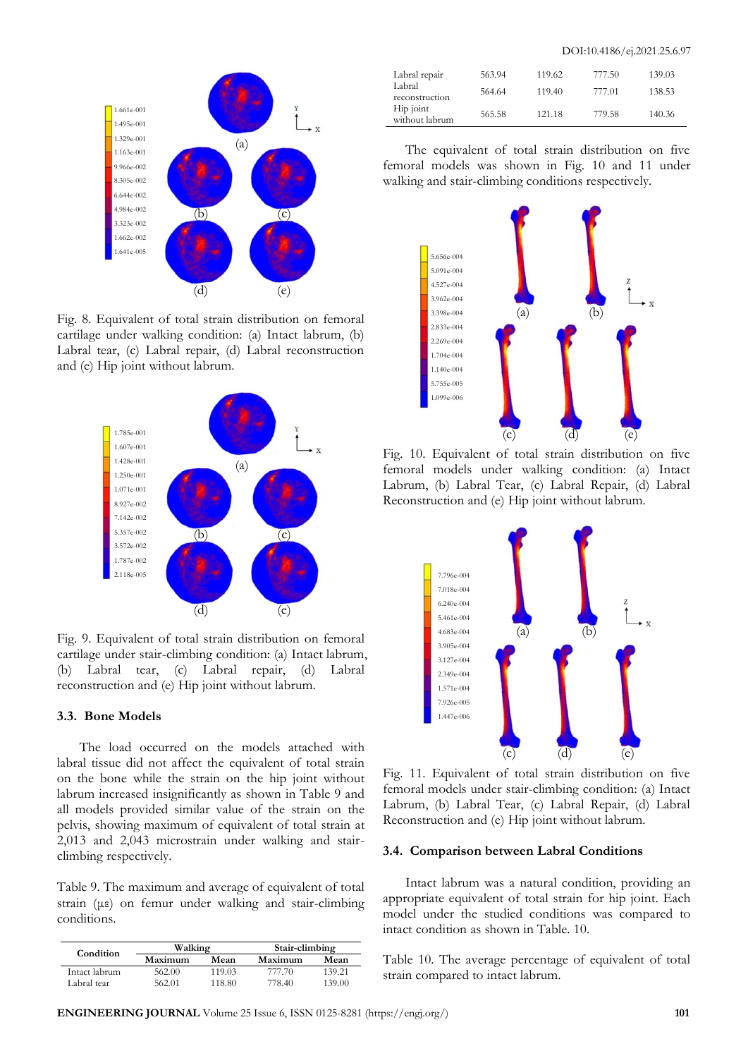Fig. 8. Equivalent of total strain distribution on femoral cartilage under walking condition: (a) Intact labrum, (b) Labral tear, (c) Labral repair, (d) Labral reconstruction and (e) Hip joint without labrum.

Fig. 9. Equivalent of total strain distribution on femoral cartilage under stair-climbing condition: (a) Intact labrum, (b) Labral tear, (c) Labral repair, (d) Labral reconstruction and (e) Hip joint without labrum.

### 3.3. Bone Models

The load occurred on the models attached with labral tissue did not affect the equivalent of total strain on the bone while the strain on the hip joint without labrum increased insignificantly as shown in Table 9 and all models provided similar value of the strain on the pelvis, showing maximum of equivalent of total strain at 2,013 and 2,043 microstrain under walking and stair-climbing respectively.

Table 9. The maximum and average of equivalent of total strain (με) on femur under walking and stair-climbing conditions.

| Condition | Walking | | Stair-climbing | |
|---|---|---|---|---|
| | Maximum | Mean | Maximum | Mean |
| Intact labrum | 562.00 | 119.03 | 777.70 | 139.21 |
| Labral tear | 562.01 | 118.80 | 778.40 | 139.00 |
| Labral repair | 563.94 | 119.62 | 777.50 | 139.03 |
| Labral reconstruction | 564.64 | 119.40 | 777.01 | 138.53 |
| Hip joint without labrum | 565.58 | 121.18 | 779.58 | 140.36 |

The equivalent of total strain distribution on five femoral models was shown in Fig. 10 and 11 under walking and stair-climbing conditions respectively.

Fig. 10. Equivalent of total strain distribution on five femoral models under walking condition: (a) Intact Labrum, (b) Labral Tear, (c) Labral Repair, (d) Labral Reconstruction and (e) Hip joint without labrum.

Fig. 11. Equivalent of total strain distribution on five femoral models under stair-climbing condition: (a) Intact Labrum, (b) Labral Tear, (c) Labral Repair, (d) Labral Reconstruction and (e) Hip joint without labrum.

### 3.4. Comparison between Labral Conditions

Intact labrum was a natural condition, providing an appropriate equivalent of total strain for hip joint. Each model under the studied conditions was compared to intact condition as shown in Table. 10.

Table 10. The average percentage of equivalent of total strain compared to intact labrum.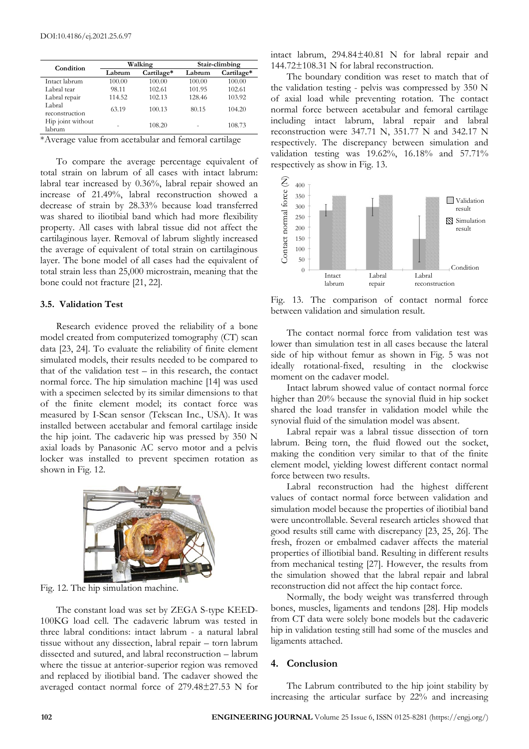| Condition | Walking | | Stair-climbing | |
|---|---|---|---|---|
| | Labrum | Cartilage* | Labrum | Cartilage* |
| Intact labrum | 100.00 | 100.00 | 100.00 | 100.00 |
| Labral tear | 98.11 | 102.61 | 101.95 | 102.61 |
| Labral repair | 114.52 | 102.13 | 128.46 | 103.92 |
| Labral reconstruction | 63.19 | 100.13 | 80.15 | 104.20 |
| Hip joint without labrum | - | 108.20 | - | 108.73 |

*Average value from acetabular and femoral cartilage

To compare the average percentage equivalent of total strain on labrum of all cases with intact labrum: labral tear increased by 0.36%, labral repair showed an increase of 21.49%, labral reconstruction showed a decrease of strain by 28.33% because load transferred was shared to iliotibial band which had more flexibility property. All cases with labral tissue did not affect the cartilaginous layer. Removal of labrum slightly increased the average of equivalent of total strain on cartilaginous layer. The bone model of all cases had the equivalent of total strain less than 25,000 microstrain, meaning that the bone could not fracture [21, 22].

### 3.5. Validation Test

Research evidence proved the reliability of a bone model created from computerized tomography (CT) scan data [23, 24]. To evaluate the reliability of finite element simulated models, their results needed to be compared to that of the validation test – in this research, the contact normal force. The hip simulation machine [14] was used with a specimen selected by its similar dimensions to that of the finite element model; its contact force was measured by I-Scan sensor (Tekscan Inc., USA). It was installed between acetabular and femoral cartilage inside the hip joint. The cadaveric hip was pressed by 350 N axial loads by Panasonic AC servo motor and a pelvis locker was installed to prevent specimen rotation as shown in Fig. 12.

Fig. 12. The hip simulation machine.

The constant load was set by ZEGA S-type KEED-100KG load cell. The cadaveric labrum was tested in three labral conditions: intact labrum - a natural labral tissue without any dissection, labral repair – torn labrum dissected and sutured, and labral reconstruction – labrum where the tissue at anterior-superior region was removed and replaced by iliotibial band. The cadaver showed the averaged contact normal force of 279.48±27.53 N for intact labrum, 294.84±40.81 N for labral repair and 144.72±108.31 N for labral reconstruction.

The boundary condition was reset to match that of the validation testing - pelvis was compressed by 350 N of axial load while preventing rotation. The contact normal force between acetabular and femoral cartilage including intact labrum, labral repair and labral reconstruction were 347.71 N, 351.77 N and 342.17 N respectively. The discrepancy between simulation and validation testing was 19.62%, 16.18% and 57.71% respectively as show in Fig. 13.

Fig. 13. The comparison of contact normal force between validation and simulation result.

The contact normal force from validation test was lower than simulation test in all cases because the lateral side of hip without femur as shown in Fig. 5 was not ideally rotationally-fixed, resulting in the clockwise moment on the cadaver model.

Intact labrum showed value of contact normal force higher than 20% because the synovial fluid in hip socket shared the load transfer in validation model while the synovial fluid of the simulation model was absent.

Labral repair was a labral tissue dissection of torn labrum. Being torn, the fluid flowed out the socket, making the condition very similar to that of the finite element model, yielding lowest different contact normal force between two results.

Labral reconstruction had the highest different values of contact normal force between validation and simulation model because the properties of iliotibial band were uncontrollable. Several research articles showed that good results still came with discrepancy [23, 25, 26]. The fresh, frozen or embalmed cadaver affects the material properties of illiotibial band. Resulting in different results from mechanical testing [27]. However, the results from the simulation showed that the labral repair and labral reconstruction did not affect the hip contact force.

Normally, the body weight was transferred through bones, muscles, ligaments and tendons [28]. Hip models from CT data were solely bone models but the cadaveric hip in validation testing still had some of the muscles and ligaments attached.

## 4. Conclusion

The Labrum contributed to the hip joint stability by increasing the articular surface by 22% and increasing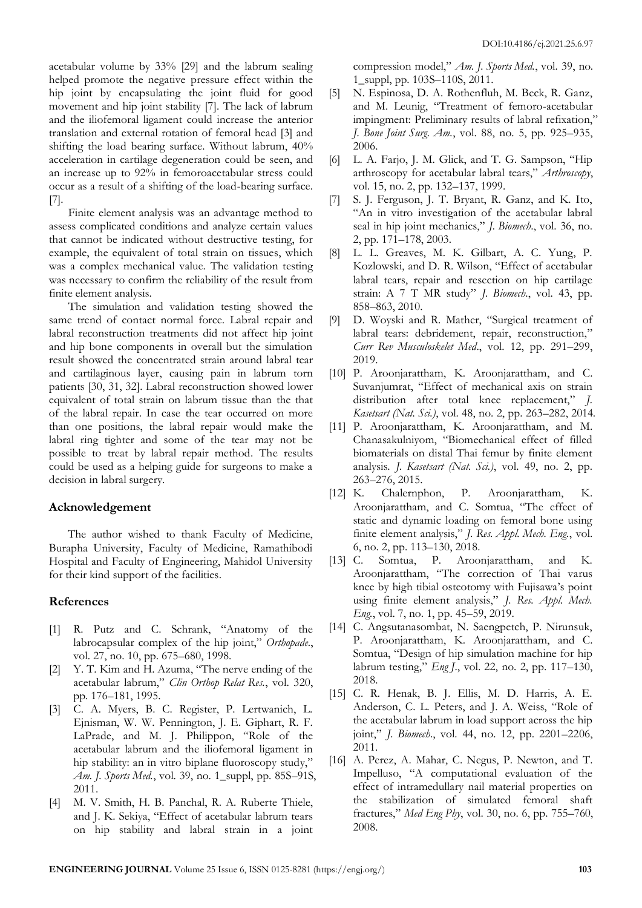acetabular volume by 33% [29] and the labrum sealing helped promote the negative pressure effect within the hip joint by encapsulating the joint fluid for good movement and hip joint stability [7]. The lack of labrum and the iliofemoral ligament could increase the anterior translation and external rotation of femoral head [3] and shifting the load bearing surface. Without labrum, 40% acceleration in cartilage degeneration could be seen, and an increase up to 92% in femoroacetabular stress could occur as a result of a shifting of the load-bearing surface. [7].

Finite element analysis was an advantage method to assess complicated conditions and analyze certain values that cannot be indicated without destructive testing, for example, the equivalent of total strain on tissues, which was a complex mechanical value. The validation testing was necessary to confirm the reliability of the result from finite element analysis.

The simulation and validation testing showed the same trend of contact normal force. Labral repair and labral reconstruction treatments did not affect hip joint and hip bone components in overall but the simulation result showed the concentrated strain around labral tear and cartilaginous layer, causing pain in labrum torn patients [30, 31, 32]. Labral reconstruction showed lower equivalent of total strain on labrum tissue than the that of the labral repair. In case the tear occurred on more than one positions, the labral repair would make the labral ring tighter and some of the tear may not be possible to treat by labral repair method. The results could be used as a helping guide for surgeons to make a decision in labral surgery.

## Acknowledgement

The author wished to thank Faculty of Medicine, Burapha University, Faculty of Medicine, Ramathibodi Hospital and Faculty of Engineering, Mahidol University for their kind support of the facilities.

## References

[1] R. Putz and C. Schrank, "Anatomy of the labrocapsular complex of the hip joint," *Orthopade.*, vol. 27, no. 10, pp. 675–680, 1998.

[2] Y. T. Kim and H. Azuma, "The nerve ending of the acetabular labrum," *Clin Orthop Relat Res.*, vol. 320, pp. 176–181, 1995.

[3] C. A. Myers, B. C. Register, P. Lertwanich, L. Ejnisman, W. W. Pennington, J. E. Giphart, R. F. LaPrade, and M. J. Philippon, "Role of the acetabular labrum and the iliofemoral ligament in hip stability: an in vitro biplane fluoroscopy study," *Am. J. Sports Med.*, vol. 39, no. 1_suppl, pp. 85S–91S, 2011.

[4] M. V. Smith, H. B. Panchal, R. A. Ruberte Thiele, and J. K. Sekiya, "Effect of acetabular labrum tears on hip stability and labral strain in a joint compression model," *Am. J. Sports Med.*, vol. 39, no. 1_suppl, pp. 103S–110S, 2011.

[5] N. Espinosa, D. A. Rothenfluh, M. Beck, R. Ganz, and M. Leunig, "Treatment of femoro-acetabular impingment: Preliminary results of labral refixation," *J. Bone Joint Surg. Am.*, vol. 88, no. 5, pp. 925–935, 2006.

[6] L. A. Farjo, J. M. Glick, and T. G. Sampson, "Hip arthroscopy for acetabular labral tears," *Arthroscopy*, vol. 15, no. 2, pp. 132–137, 1999.

[7] S. J. Ferguson, J. T. Bryant, R. Ganz, and K. Ito, "An in vitro investigation of the acetabular labral seal in hip joint mechanics," *J. Biomech.*, vol. 36, no. 2, pp. 171–178, 2003.

[8] L. L. Greaves, M. K. Gilbart, A. C. Yung, P. Kozlowski, and D. R. Wilson, "Effect of acetabular labral tears, repair and resection on hip cartilage strain: A 7 T MR study" *J. Biomech.*, vol. 43, pp. 858–863, 2010.

[9] D. Woyski and R. Mather, "Surgical treatment of labral tears: debridement, repair, reconstruction," *Curr Rev Musculoskelet Med.*, vol. 12, pp. 291–299, 2019.

[10] P. Aroonjarattham, K. Aroonjarattham, and C. Suvanjumrat, "Effect of mechanical axis on strain distribution after total knee replacement," *J. Kasetsart (Nat. Sci.)*, vol. 48, no. 2, pp. 263–282, 2014.

[11] P. Aroonjarattham, K. Aroonjarattham, and M. Chanasakulniyom, "Biomechanical effect of filled biomaterials on distal Thai femur by finite element analysis. *J. Kasetsart (Nat. Sci.)*, vol. 49, no. 2, pp. 263–276, 2015.

[12] K. Chalernphon, P. Aroonjarattham, K. Aroonjarattham, and C. Somtua, "The effect of static and dynamic loading on femoral bone using finite element analysis," *J. Res. Appl. Mech. Eng.*, vol. 6, no. 2, pp. 113–130, 2018.

[13] C. Somtua, P. Aroonjarattham, and K. Aroonjarattham, "The correction of Thai varus knee by high tibial osteotomy with Fujisawa's point using finite element analysis," *J. Res. Appl. Mech. Eng.*, vol. 7, no. 1, pp. 45–59, 2019.

[14] C. Angsutanasombat, N. Saengpetch, P. Nirunsuk, P. Aroonjarattham, K. Aroonjarattham, and C. Somtua, "Design of hip simulation machine for hip labrum testing," *Eng J.*, vol. 22, no. 2, pp. 117–130, 2018.

[15] C. R. Henak, B. J. Ellis, M. D. Harris, A. E. Anderson, C. L. Peters, and J. A. Weiss, "Role of the acetabular labrum in load support across the hip joint," *J. Biomech.*, vol. 44, no. 12, pp. 2201–2206, 2011.

[16] A. Perez, A. Mahar, C. Negus, P. Newton, and T. Impelluso, "A computational evaluation of the effect of intramedullary nail material properties on the stabilization of simulated femoral shaft fractures," *Med Eng Phy*, vol. 30, no. 6, pp. 755–760, 2008.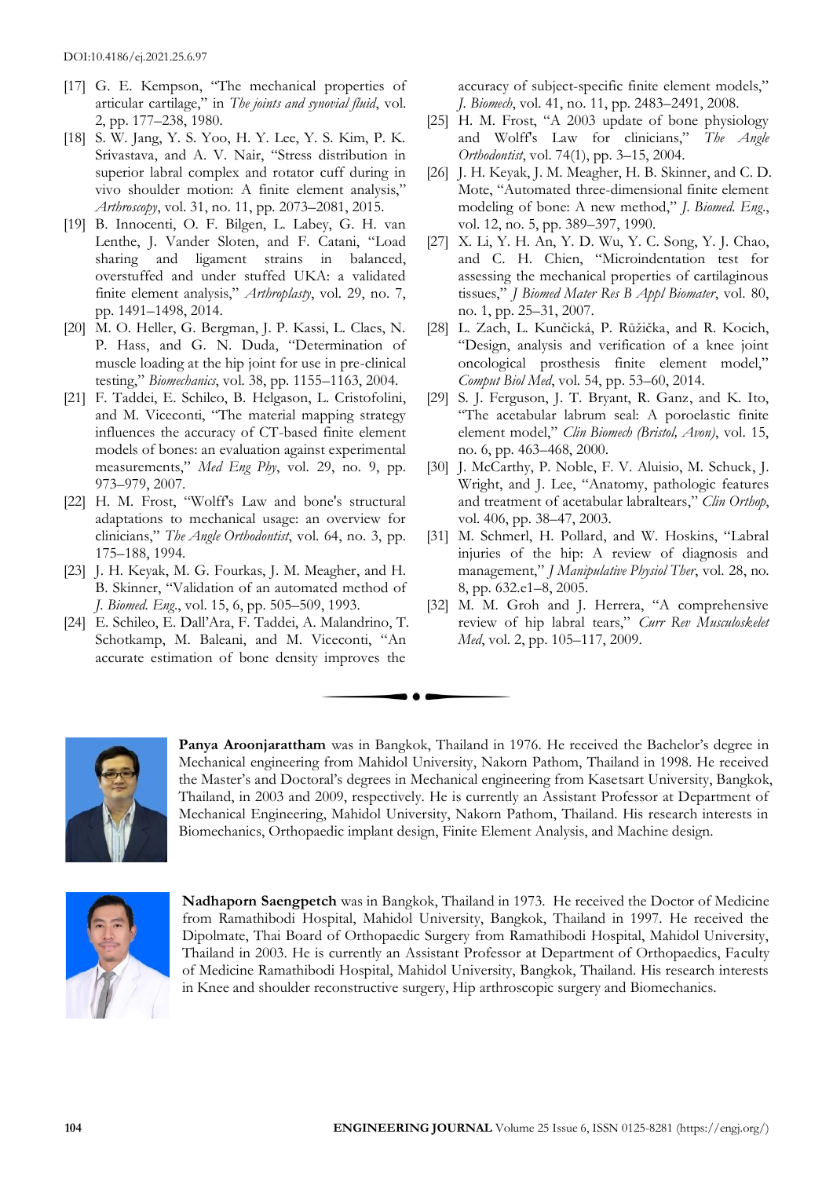[17] G. E. Kempson, "The mechanical properties of articular cartilage," in *The joints and synovial fluid*, vol. 2, pp. 177–238, 1980.

[18] S. W. Jang, Y. S. Yoo, H. Y. Lee, Y. S. Kim, P. K. Srivastava, and A. V. Nair, "Stress distribution in superior labral complex and rotator cuff during in vivo shoulder motion: A finite element analysis," *Arthroscopy*, vol. 31, no. 11, pp. 2073–2081, 2015.

[19] B. Innocenti, O. F. Bilgen, L. Labey, G. H. van Lenthe, J. Vander Sloten, and F. Catani, "Load sharing and ligament strains in balanced, overstuffed and under stuffed UKA: a validated finite element analysis," *Arthroplasty*, vol. 29, no. 7, pp. 1491–1498, 2014.

[20] M. O. Heller, G. Bergman, J. P. Kassi, L. Claes, N. P. Hass, and G. N. Duda, "Determination of muscle loading at the hip joint for use in pre-clinical testing," *Biomechanics*, vol. 38, pp. 1155–1163, 2004.

[21] F. Taddei, E. Schileo, B. Helgason, L. Cristofolini, and M. Viceconti, "The material mapping strategy influences the accuracy of CT-based finite element models of bones: an evaluation against experimental measurements," *Med Eng Phy*, vol. 29, no. 9, pp. 973–979, 2007.

[22] H. M. Frost, "Wolff's Law and bone's structural adaptations to mechanical usage: an overview for clinicians," *The Angle Orthodontist*, vol. 64, no. 3, pp. 175–188, 1994.

[23] J. H. Keyak, M. G. Fourkas, J. M. Meagher, and H. B. Skinner, "Validation of an automated method of *J. Biomed. Eng.*, vol. 15, 6, pp. 505–509, 1993.

[24] E. Schileo, E. Dall'Ara, F. Taddei, A. Malandrino, T. Schotkamp, M. Baleani, and M. Viceconti, "An accurate estimation of bone density improves the accuracy of subject-specific finite element models," *J. Biomech*, vol. 41, no. 11, pp. 2483–2491, 2008.

[25] H. M. Frost, "A 2003 update of bone physiology and Wolff's Law for clinicians," *The Angle Orthodontist*, vol. 74(1), pp. 3–15, 2004.

[26] J. H. Keyak, J. M. Meagher, H. B. Skinner, and C. D. Mote, "Automated three-dimensional finite element modeling of bone: A new method," *J. Biomed. Eng.*, vol. 12, no. 5, pp. 389–397, 1990.

[27] X. Li, Y. H. An, Y. D. Wu, Y. C. Song, Y. J. Chao, and C. H. Chien, "Microindentation test for assessing the mechanical properties of cartilaginous tissues," *J Biomed Mater Res B Appl Biomater*, vol. 80, no. 1, pp. 25–31, 2007.

[28] L. Zach, L. Kunčická, P. Růžička, and R. Kocich, "Design, analysis and verification of a knee joint oncological prosthesis finite element model," *Comput Biol Med*, vol. 54, pp. 53–60, 2014.

[29] S. J. Ferguson, J. T. Bryant, R. Ganz, and K. Ito, "The acetabular labrum seal: A poroelastic finite element model," *Clin Biomech (Bristol, Avon)*, vol. 15, no. 6, pp. 463–468, 2000.

[30] J. McCarthy, P. Noble, F. V. Aluisio, M. Schuck, J. Wright, and J. Lee, "Anatomy, pathologic features and treatment of acetabular labraltears," *Clin Orthop*, vol. 406, pp. 38–47, 2003.

[31] M. Schmerl, H. Pollard, and W. Hoskins, "Labral injuries of the hip: A review of diagnosis and management," *J Manipulative Physiol Ther*, vol. 28, no. 8, pp. 632.e1–8, 2005.

[32] M. M. Groh and J. Herrera, "A comprehensive review of hip labral tears," *Curr Rev Musculoskelet Med*, vol. 2, pp. 105–117, 2009.

---

**Panya Aroonjarattham** was in Bangkok, Thailand in 1976. He received the Bachelor's degree in Mechanical engineering from Mahidol University, Nakorn Pathom, Thailand in 1998. He received the Master's and Doctoral's degrees in Mechanical engineering from Kasetsart University, Bangkok, Thailand, in 2003 and 2009, respectively. He is currently an Assistant Professor at Department of Mechanical Engineering, Mahidol University, Nakorn Pathom, Thailand. His research interests in Biomechanics, Orthopaedic implant design, Finite Element Analysis, and Machine design.

**Nadhaporn Saengpetch** was in Bangkok, Thailand in 1973. He received the Doctor of Medicine from Ramathibodi Hospital, Mahidol University, Bangkok, Thailand in 1997. He received the Dipolmate, Thai Board of Orthopaedic Surgery from Ramathibodi Hospital, Mahidol University, Thailand in 2003. He is currently an Assistant Professor at Department of Orthopaedics, Faculty of Medicine Ramathibodi Hospital, Mahidol University, Bangkok, Thailand. His research interests in Knee and shoulder reconstructive surgery, Hip arthroscopic surgery and Biomechanics.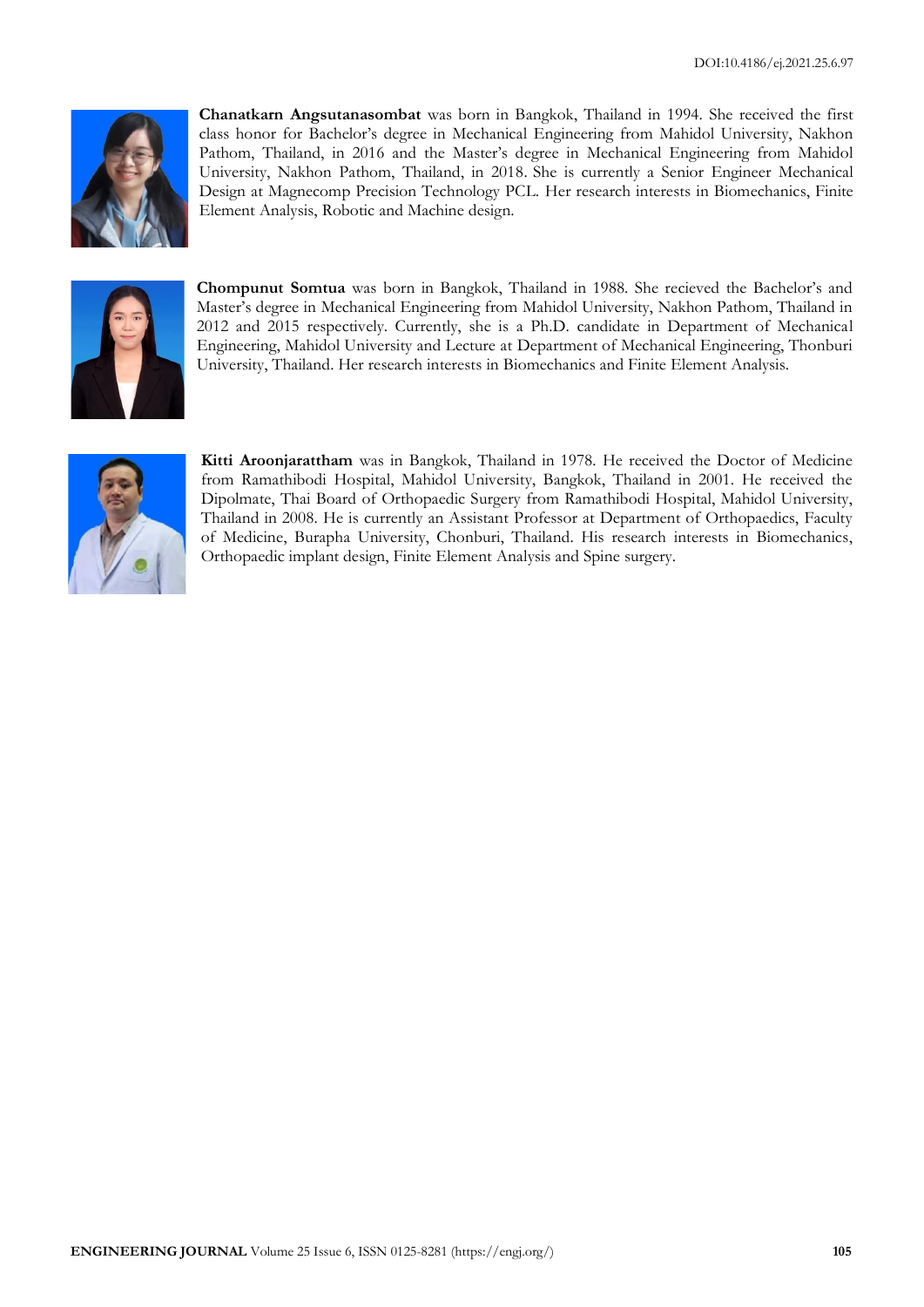**Chanatkarn Angsutanasombat** was born in Bangkok, Thailand in 1994. She received the first class honor for Bachelor's degree in Mechanical Engineering from Mahidol University, Nakhon Pathom, Thailand, in 2016 and the Master's degree in Mechanical Engineering from Mahidol University, Nakhon Pathom, Thailand, in 2018. She is currently a Senior Engineer Mechanical Design at Magnecomp Precision Technology PCL. Her research interests in Biomechanics, Finite Element Analysis, Robotic and Machine design.

**Chompunut Somtua** was born in Bangkok, Thailand in 1988. She recieved the Bachelor's and Master's degree in Mechanical Engineering from Mahidol University, Nakhon Pathom, Thailand in 2012 and 2015 respectively. Currently, she is a Ph.D. candidate in Department of Mechanical Engineering, Mahidol University and Lecture at Department of Mechanical Engineering, Thonburi University, Thailand. Her research interests in Biomechanics and Finite Element Analysis.

**Kitti Aroonjarattham** was in Bangkok, Thailand in 1978. He received the Doctor of Medicine from Ramathibodi Hospital, Mahidol University, Bangkok, Thailand in 2001. He received the Dipolmate, Thai Board of Orthopaedic Surgery from Ramathibodi Hospital, Mahidol University, Thailand in 2008. He is currently an Assistant Professor at Department of Orthopaedics, Faculty of Medicine, Burapha University, Chonburi, Thailand. His research interests in Biomechanics, Orthopaedic implant design, Finite Element Analysis and Spine surgery.